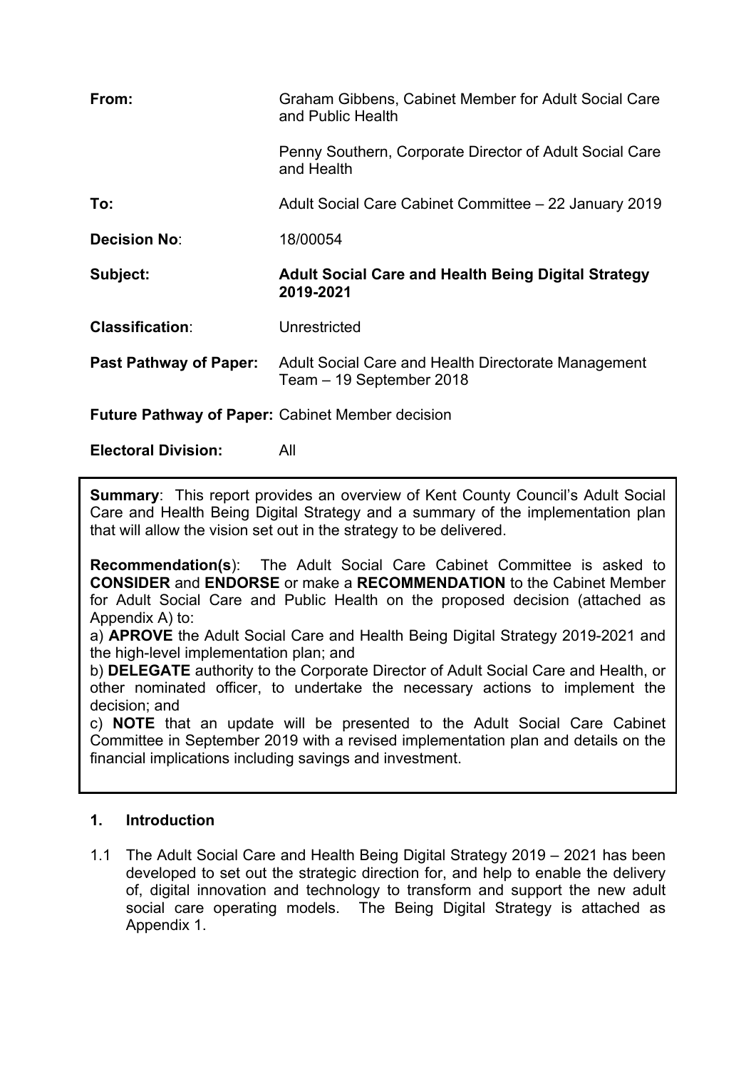| | |
|---|---|
| **From:** | Graham Gibbens, Cabinet Member for Adult Social Care and Public Health<br><br>Penny Southern, Corporate Director of Adult Social Care and Health |
| **To:** | Adult Social Care Cabinet Committee – 22 January 2019 |
| **Decision No**: | 18/00054 |
| **Subject:** | **Adult Social Care and Health Being Digital Strategy 2019-2021** |
| **Classification**: | Unrestricted |
| **Past Pathway of Paper:** | Adult Social Care and Health Directorate Management Team – 19 September 2018 |
| **Future Pathway of Paper:** | Cabinet Member decision |
| **Electoral Division:** | All |

**Summary**: This report provides an overview of Kent County Council's Adult Social Care and Health Being Digital Strategy and a summary of the implementation plan that will allow the vision set out in the strategy to be delivered.

**Recommendation(s**): The Adult Social Care Cabinet Committee is asked to **CONSIDER** and **ENDORSE** or make a **RECOMMENDATION** to the Cabinet Member for Adult Social Care and Public Health on the proposed decision (attached as Appendix A) to:

a) **APROVE** the Adult Social Care and Health Being Digital Strategy 2019-2021 and the high-level implementation plan; and

b) **DELEGATE** authority to the Corporate Director of Adult Social Care and Health, or other nominated officer, to undertake the necessary actions to implement the decision; and

c) **NOTE** that an update will be presented to the Adult Social Care Cabinet Committee in September 2019 with a revised implementation plan and details on the financial implications including savings and investment.

## 1. Introduction

1.1 The Adult Social Care and Health Being Digital Strategy 2019 – 2021 has been developed to set out the strategic direction for, and help to enable the delivery of, digital innovation and technology to transform and support the new adult social care operating models. The Being Digital Strategy is attached as Appendix 1.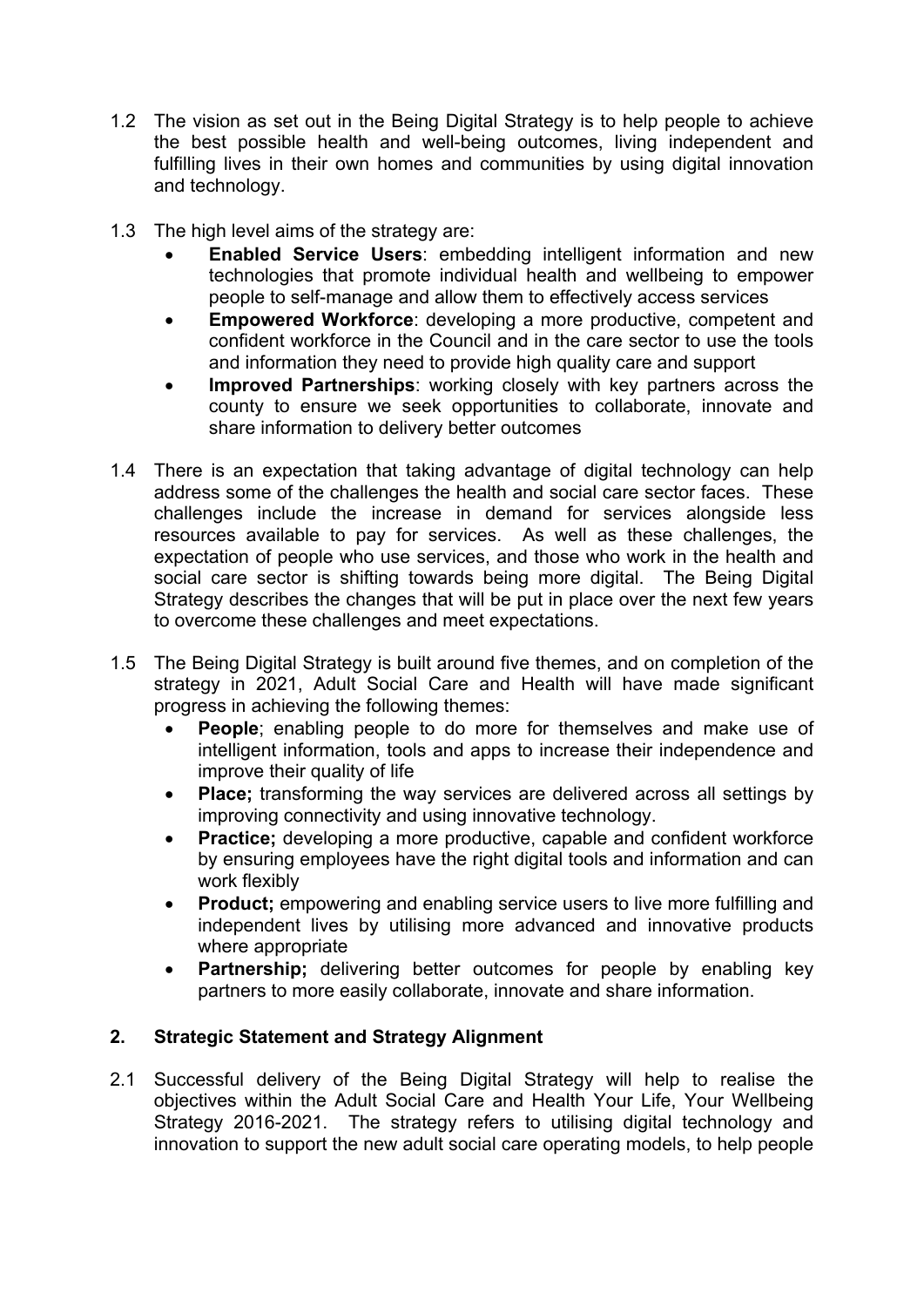1.2 The vision as set out in the Being Digital Strategy is to help people to achieve the best possible health and well-being outcomes, living independent and fulfilling lives in their own homes and communities by using digital innovation and technology.

1.3 The high level aims of the strategy are:

- **Enabled Service Users**: embedding intelligent information and new technologies that promote individual health and wellbeing to empower people to self-manage and allow them to effectively access services
- **Empowered Workforce**: developing a more productive, competent and confident workforce in the Council and in the care sector to use the tools and information they need to provide high quality care and support
- **Improved Partnerships**: working closely with key partners across the county to ensure we seek opportunities to collaborate, innovate and share information to delivery better outcomes

1.4 There is an expectation that taking advantage of digital technology can help address some of the challenges the health and social care sector faces. These challenges include the increase in demand for services alongside less resources available to pay for services. As well as these challenges, the expectation of people who use services, and those who work in the health and social care sector is shifting towards being more digital. The Being Digital Strategy describes the changes that will be put in place over the next few years to overcome these challenges and meet expectations.

1.5 The Being Digital Strategy is built around five themes, and on completion of the strategy in 2021, Adult Social Care and Health will have made significant progress in achieving the following themes:

- **People**; enabling people to do more for themselves and make use of intelligent information, tools and apps to increase their independence and improve their quality of life
- **Place;** transforming the way services are delivered across all settings by improving connectivity and using innovative technology.
- **Practice;** developing a more productive, capable and confident workforce by ensuring employees have the right digital tools and information and can work flexibly
- **Product;** empowering and enabling service users to live more fulfilling and independent lives by utilising more advanced and innovative products where appropriate
- **Partnership;** delivering better outcomes for people by enabling key partners to more easily collaborate, innovate and share information.

## 2. Strategic Statement and Strategy Alignment

2.1 Successful delivery of the Being Digital Strategy will help to realise the objectives within the Adult Social Care and Health Your Life, Your Wellbeing Strategy 2016-2021. The strategy refers to utilising digital technology and innovation to support the new adult social care operating models, to help people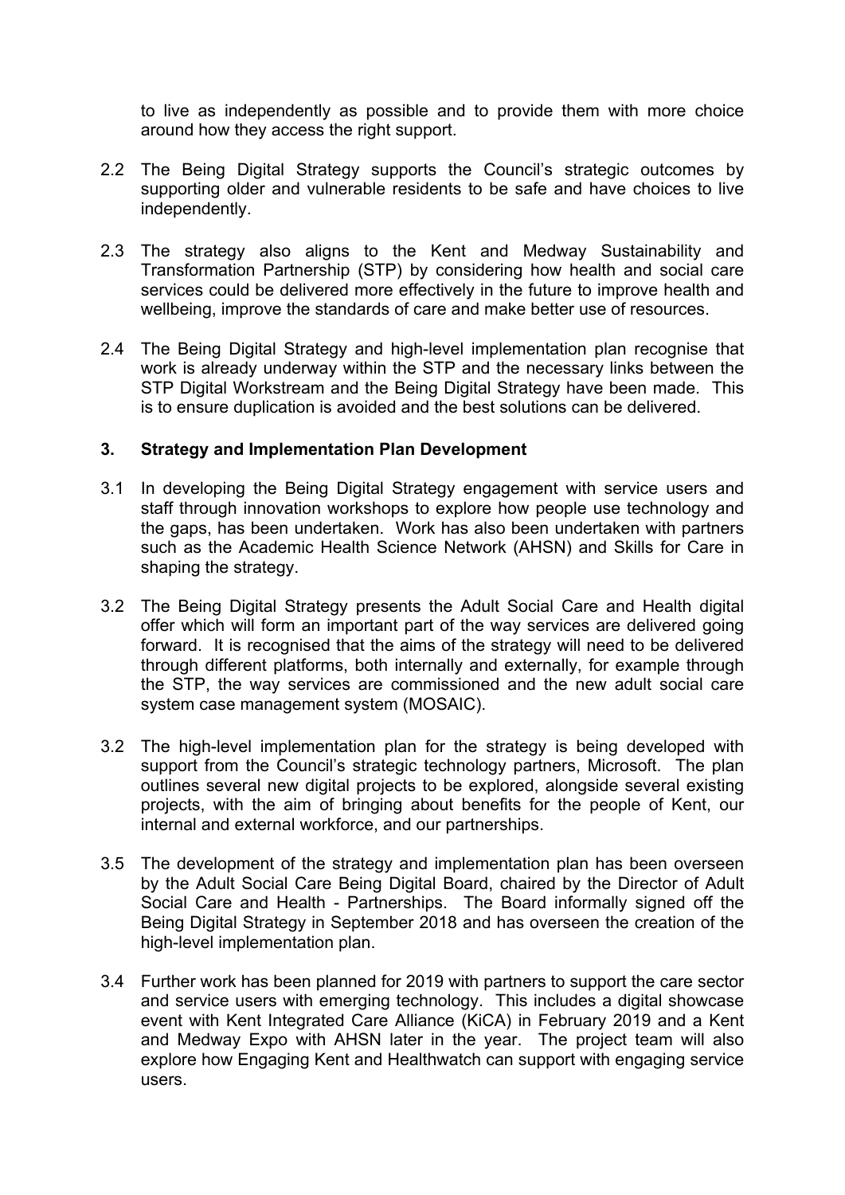to live as independently as possible and to provide them with more choice around how they access the right support.

2.2 The Being Digital Strategy supports the Council's strategic outcomes by supporting older and vulnerable residents to be safe and have choices to live independently.

2.3 The strategy also aligns to the Kent and Medway Sustainability and Transformation Partnership (STP) by considering how health and social care services could be delivered more effectively in the future to improve health and wellbeing, improve the standards of care and make better use of resources.

2.4 The Being Digital Strategy and high-level implementation plan recognise that work is already underway within the STP and the necessary links between the STP Digital Workstream and the Being Digital Strategy have been made. This is to ensure duplication is avoided and the best solutions can be delivered.

### 3. Strategy and Implementation Plan Development

3.1 In developing the Being Digital Strategy engagement with service users and staff through innovation workshops to explore how people use technology and the gaps, has been undertaken. Work has also been undertaken with partners such as the Academic Health Science Network (AHSN) and Skills for Care in shaping the strategy.

3.2 The Being Digital Strategy presents the Adult Social Care and Health digital offer which will form an important part of the way services are delivered going forward. It is recognised that the aims of the strategy will need to be delivered through different platforms, both internally and externally, for example through the STP, the way services are commissioned and the new adult social care system case management system (MOSAIC).

3.2 The high-level implementation plan for the strategy is being developed with support from the Council's strategic technology partners, Microsoft. The plan outlines several new digital projects to be explored, alongside several existing projects, with the aim of bringing about benefits for the people of Kent, our internal and external workforce, and our partnerships.

3.5 The development of the strategy and implementation plan has been overseen by the Adult Social Care Being Digital Board, chaired by the Director of Adult Social Care and Health - Partnerships. The Board informally signed off the Being Digital Strategy in September 2018 and has overseen the creation of the high-level implementation plan.

3.4 Further work has been planned for 2019 with partners to support the care sector and service users with emerging technology. This includes a digital showcase event with Kent Integrated Care Alliance (KiCA) in February 2019 and a Kent and Medway Expo with AHSN later in the year. The project team will also explore how Engaging Kent and Healthwatch can support with engaging service users.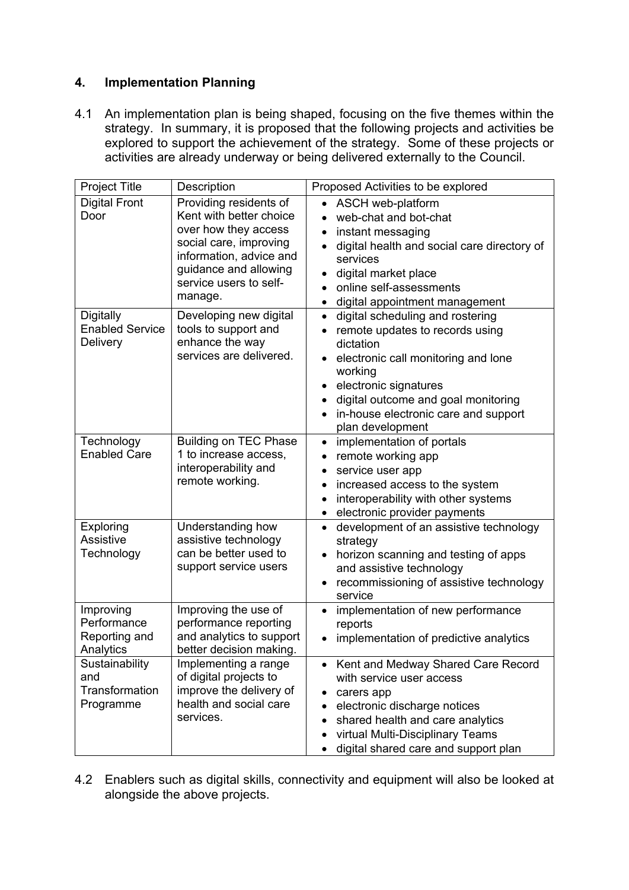## 4. Implementation Planning

4.1 An implementation plan is being shaped, focusing on the five themes within the strategy. In summary, it is proposed that the following projects and activities be explored to support the achievement of the strategy. Some of these projects or activities are already underway or being delivered externally to the Council.

| Project Title | Description | Proposed Activities to be explored |
|---|---|---|
| Digital Front Door | Providing residents of Kent with better choice over how they access social care, improving information, advice and guidance and allowing service users to self-manage. | • ASCH web-platform<br>• web-chat and bot-chat<br>• instant messaging<br>• digital health and social care directory of services<br>• digital market place<br>• online self-assessments<br>• digital appointment management |
| Digitally Enabled Service Delivery | Developing new digital tools to support and enhance the way services are delivered. | • digital scheduling and rostering<br>• remote updates to records using dictation<br>• electronic call monitoring and lone working<br>• electronic signatures<br>• digital outcome and goal monitoring<br>• in-house electronic care and support plan development |
| Technology Enabled Care | Building on TEC Phase 1 to increase access, interoperability and remote working. | • implementation of portals<br>• remote working app<br>• service user app<br>• increased access to the system<br>• interoperability with other systems<br>• electronic provider payments |
| Exploring Assistive Technology | Understanding how assistive technology can be better used to support service users | • development of an assistive technology strategy<br>• horizon scanning and testing of apps and assistive technology<br>• recommissioning of assistive technology service |
| Improving Performance Reporting and Analytics | Improving the use of performance reporting and analytics to support better decision making. | • implementation of new performance reports<br>• implementation of predictive analytics |
| Sustainability and Transformation Programme | Implementing a range of digital projects to improve the delivery of health and social care services. | • Kent and Medway Shared Care Record with service user access<br>• carers app<br>• electronic discharge notices<br>• shared health and care analytics<br>• virtual Multi-Disciplinary Teams<br>• digital shared care and support plan |

4.2 Enablers such as digital skills, connectivity and equipment will also be looked at alongside the above projects.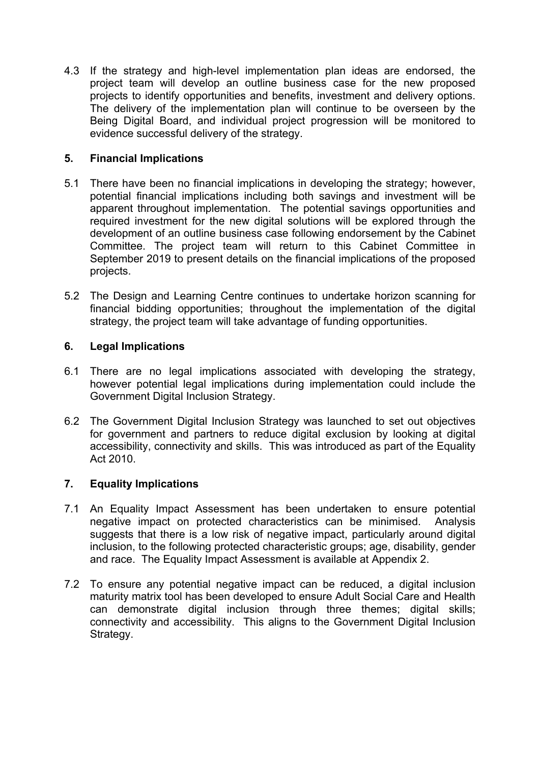4.3 If the strategy and high-level implementation plan ideas are endorsed, the project team will develop an outline business case for the new proposed projects to identify opportunities and benefits, investment and delivery options. The delivery of the implementation plan will continue to be overseen by the Being Digital Board, and individual project progression will be monitored to evidence successful delivery of the strategy.

## 5. Financial Implications

5.1 There have been no financial implications in developing the strategy; however, potential financial implications including both savings and investment will be apparent throughout implementation. The potential savings opportunities and required investment for the new digital solutions will be explored through the development of an outline business case following endorsement by the Cabinet Committee. The project team will return to this Cabinet Committee in September 2019 to present details on the financial implications of the proposed projects.

5.2 The Design and Learning Centre continues to undertake horizon scanning for financial bidding opportunities; throughout the implementation of the digital strategy, the project team will take advantage of funding opportunities.

## 6. Legal Implications

6.1 There are no legal implications associated with developing the strategy, however potential legal implications during implementation could include the Government Digital Inclusion Strategy.

6.2 The Government Digital Inclusion Strategy was launched to set out objectives for government and partners to reduce digital exclusion by looking at digital accessibility, connectivity and skills. This was introduced as part of the Equality Act 2010.

## 7. Equality Implications

7.1 An Equality Impact Assessment has been undertaken to ensure potential negative impact on protected characteristics can be minimised. Analysis suggests that there is a low risk of negative impact, particularly around digital inclusion, to the following protected characteristic groups; age, disability, gender and race. The Equality Impact Assessment is available at Appendix 2.

7.2 To ensure any potential negative impact can be reduced, a digital inclusion maturity matrix tool has been developed to ensure Adult Social Care and Health can demonstrate digital inclusion through three themes; digital skills; connectivity and accessibility. This aligns to the Government Digital Inclusion Strategy.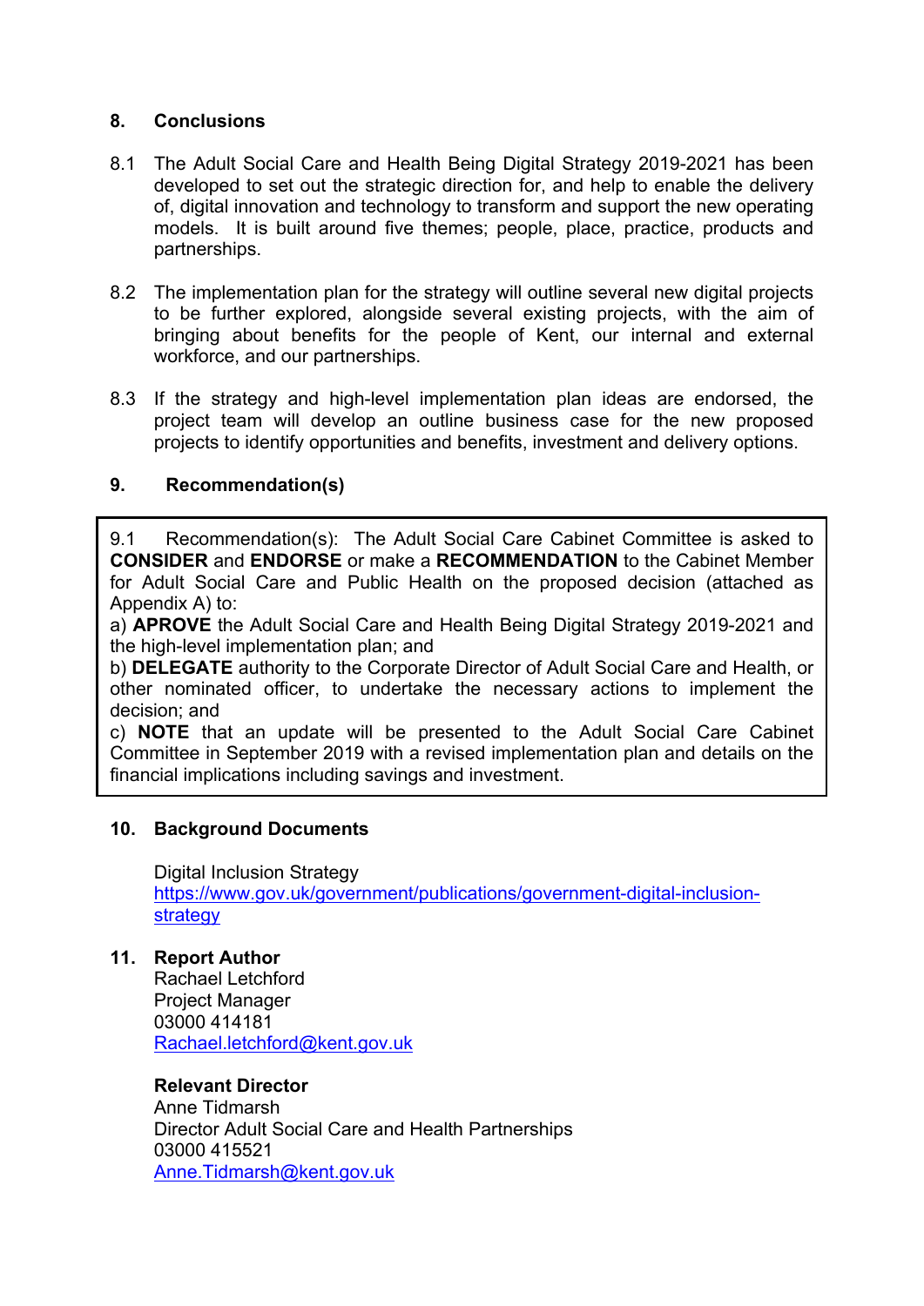## 8. Conclusions

8.1 The Adult Social Care and Health Being Digital Strategy 2019-2021 has been developed to set out the strategic direction for, and help to enable the delivery of, digital innovation and technology to transform and support the new operating models. It is built around five themes; people, place, practice, products and partnerships.

8.2 The implementation plan for the strategy will outline several new digital projects to be further explored, alongside several existing projects, with the aim of bringing about benefits for the people of Kent, our internal and external workforce, and our partnerships.

8.3 If the strategy and high-level implementation plan ideas are endorsed, the project team will develop an outline business case for the new proposed projects to identify opportunities and benefits, investment and delivery options.

## 9. Recommendation(s)

9.1 Recommendation(s): The Adult Social Care Cabinet Committee is asked to **CONSIDER** and **ENDORSE** or make a **RECOMMENDATION** to the Cabinet Member for Adult Social Care and Public Health on the proposed decision (attached as Appendix A) to:

a) **APROVE** the Adult Social Care and Health Being Digital Strategy 2019-2021 and the high-level implementation plan; and

b) **DELEGATE** authority to the Corporate Director of Adult Social Care and Health, or other nominated officer, to undertake the necessary actions to implement the decision; and

c) **NOTE** that an update will be presented to the Adult Social Care Cabinet Committee in September 2019 with a revised implementation plan and details on the financial implications including savings and investment.

## 10. Background Documents

Digital Inclusion Strategy
https://www.gov.uk/government/publications/government-digital-inclusion-strategy

## 11. Report Author

Rachael Letchford
Project Manager
03000 414181
Rachael.letchford@kent.gov.uk

**Relevant Director**
Anne Tidmarsh
Director Adult Social Care and Health Partnerships
03000 415521
Anne.Tidmarsh@kent.gov.uk